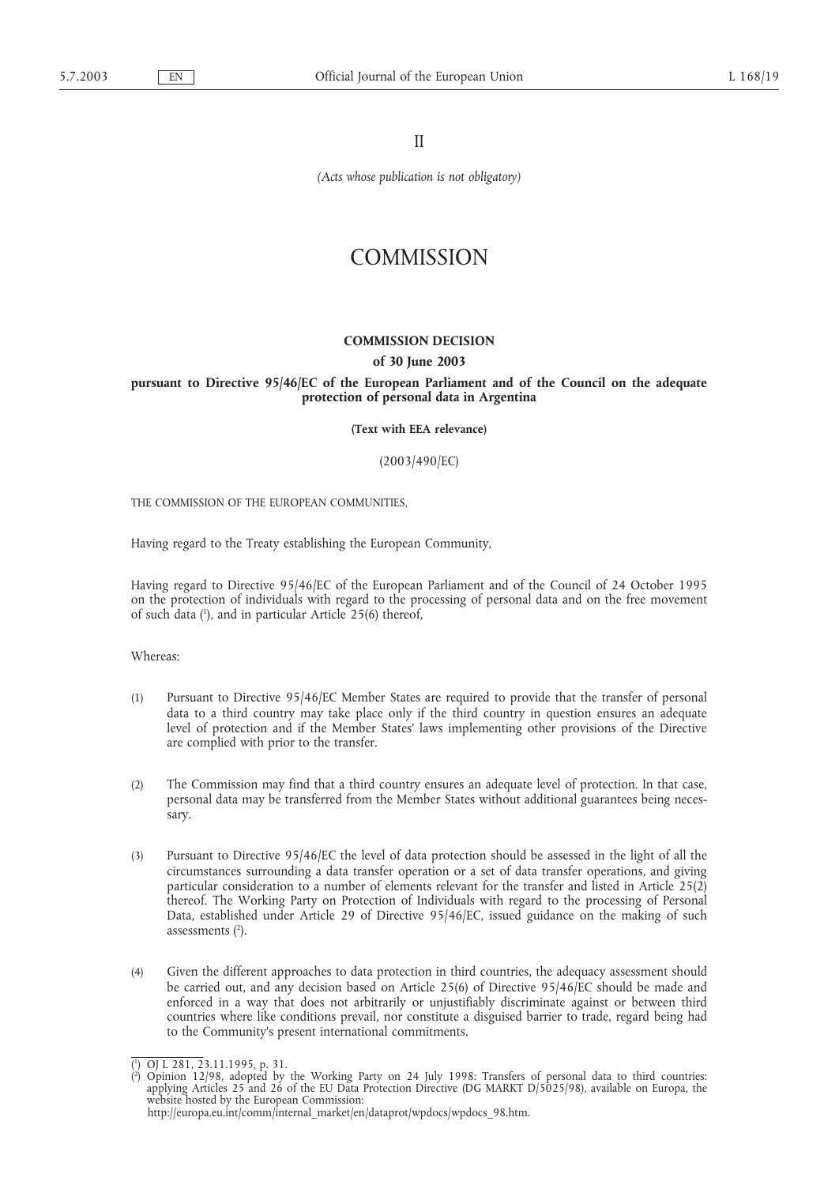II

*(Acts whose publication is not obligatory)*

# COMMISSION

## COMMISSION DECISION

### of 30 June 2003

### pursuant to Directive 95/46/EC of the European Parliament and of the Council on the adequate protection of personal data in Argentina

**(Text with EEA relevance)**

(2003/490/EC)

THE COMMISSION OF THE EUROPEAN COMMUNITIES,

Having regard to the Treaty establishing the European Community,

Having regard to Directive 95/46/EC of the European Parliament and of the Council of 24 October 1995 on the protection of individuals with regard to the processing of personal data and on the free movement of such data [1], and in particular Article 25(6) thereof,

Whereas:

(1) Pursuant to Directive 95/46/EC Member States are required to provide that the transfer of personal data to a third country may take place only if the third country in question ensures an adequate level of protection and if the Member States' laws implementing other provisions of the Directive are complied with prior to the transfer.

(2) The Commission may find that a third country ensures an adequate level of protection. In that case, personal data may be transferred from the Member States without additional guarantees being necessary.

(3) Pursuant to Directive 95/46/EC the level of data protection should be assessed in the light of all the circumstances surrounding a data transfer operation or a set of data transfer operations, and giving particular consideration to a number of elements relevant for the transfer and listed in Article 25(2) thereof. The Working Party on Protection of Individuals with regard to the processing of Personal Data, established under Article 29 of Directive 95/46/EC, issued guidance on the making of such assessments [2].

(4) Given the different approaches to data protection in third countries, the adequacy assessment should be carried out, and any decision based on Article 25(6) of Directive 95/46/EC should be made and enforced in a way that does not arbitrarily or unjustifiably discriminate against or between third countries where like conditions prevail, nor constitute a disguised barrier to trade, regard being had to the Community's present international commitments.

---

[1] OJ L 281, 23.11.1995, p. 31.

[2] Opinion 12/98, adopted by the Working Party on 24 July 1998: Transfers of personal data to third countries: applying Articles 25 and 26 of the EU Data Protection Directive (DG MARKT D/5025/98), available on Europa, the website hosted by the European Commission: http://europa.eu.int/comm/internal_market/en/dataprot/wpdocs/wpdocs_98.htm.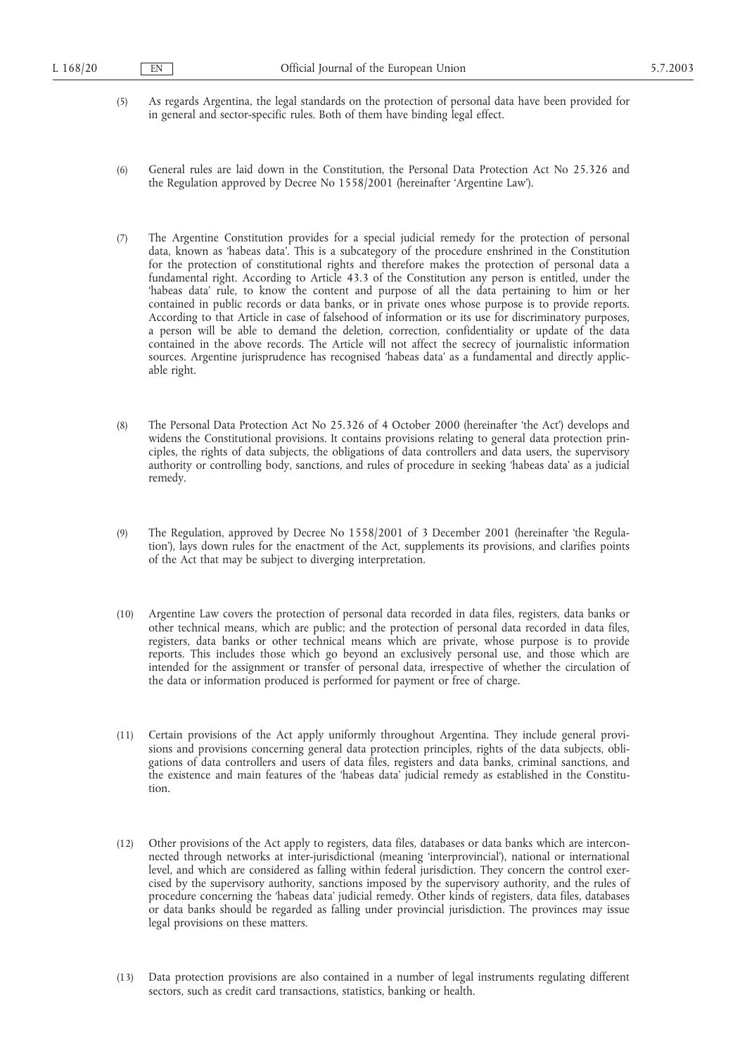(5) As regards Argentina, the legal standards on the protection of personal data have been provided for in general and sector-specific rules. Both of them have binding legal effect.

(6) General rules are laid down in the Constitution, the Personal Data Protection Act No 25.326 and the Regulation approved by Decree No 1558/2001 (hereinafter 'Argentine Law').

(7) The Argentine Constitution provides for a special judicial remedy for the protection of personal data, known as 'habeas data'. This is a subcategory of the procedure enshrined in the Constitution for the protection of constitutional rights and therefore makes the protection of personal data a fundamental right. According to Article 43.3 of the Constitution any person is entitled, under the 'habeas data' rule, to know the content and purpose of all the data pertaining to him or her contained in public records or data banks, or in private ones whose purpose is to provide reports. According to that Article in case of falsehood of information or its use for discriminatory purposes, a person will be able to demand the deletion, correction, confidentiality or update of the data contained in the above records. The Article will not affect the secrecy of journalistic information sources. Argentine jurisprudence has recognised 'habeas data' as a fundamental and directly applicable right.

(8) The Personal Data Protection Act No 25.326 of 4 October 2000 (hereinafter 'the Act') develops and widens the Constitutional provisions. It contains provisions relating to general data protection principles, the rights of data subjects, the obligations of data controllers and data users, the supervisory authority or controlling body, sanctions, and rules of procedure in seeking 'habeas data' as a judicial remedy.

(9) The Regulation, approved by Decree No 1558/2001 of 3 December 2001 (hereinafter 'the Regulation'), lays down rules for the enactment of the Act, supplements its provisions, and clarifies points of the Act that may be subject to diverging interpretation.

(10) Argentine Law covers the protection of personal data recorded in data files, registers, data banks or other technical means, which are public; and the protection of personal data recorded in data files, registers, data banks or other technical means which are private, whose purpose is to provide reports. This includes those which go beyond an exclusively personal use, and those which are intended for the assignment or transfer of personal data, irrespective of whether the circulation of the data or information produced is performed for payment or free of charge.

(11) Certain provisions of the Act apply uniformly throughout Argentina. They include general provisions and provisions concerning general data protection principles, rights of the data subjects, obligations of data controllers and users of data files, registers and data banks, criminal sanctions, and the existence and main features of the 'habeas data' judicial remedy as established in the Constitution.

(12) Other provisions of the Act apply to registers, data files, databases or data banks which are interconnected through networks at inter-jurisdictional (meaning 'interprovincial'), national or international level, and which are considered as falling within federal jurisdiction. They concern the control exercised by the supervisory authority, sanctions imposed by the supervisory authority, and the rules of procedure concerning the 'habeas data' judicial remedy. Other kinds of registers, data files, databases or data banks should be regarded as falling under provincial jurisdiction. The provinces may issue legal provisions on these matters.

(13) Data protection provisions are also contained in a number of legal instruments regulating different sectors, such as credit card transactions, statistics, banking or health.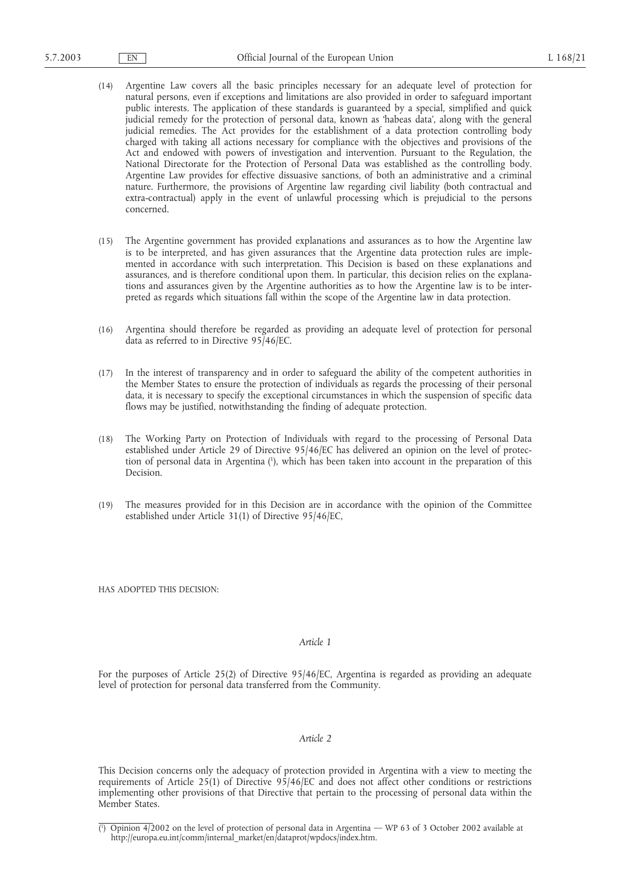(14) Argentine Law covers all the basic principles necessary for an adequate level of protection for natural persons, even if exceptions and limitations are also provided in order to safeguard important public interests. The application of these standards is guaranteed by a special, simplified and quick judicial remedy for the protection of personal data, known as 'habeas data', along with the general judicial remedies. The Act provides for the establishment of a data protection controlling body charged with taking all actions necessary for compliance with the objectives and provisions of the Act and endowed with powers of investigation and intervention. Pursuant to the Regulation, the National Directorate for the Protection of Personal Data was established as the controlling body. Argentine Law provides for effective dissuasive sanctions, of both an administrative and a criminal nature. Furthermore, the provisions of Argentine law regarding civil liability (both contractual and extra-contractual) apply in the event of unlawful processing which is prejudicial to the persons concerned.

(15) The Argentine government has provided explanations and assurances as to how the Argentine law is to be interpreted, and has given assurances that the Argentine data protection rules are implemented in accordance with such interpretation. This Decision is based on these explanations and assurances, and is therefore conditional upon them. In particular, this decision relies on the explanations and assurances given by the Argentine authorities as to how the Argentine law is to be interpreted as regards which situations fall within the scope of the Argentine law in data protection.

(16) Argentina should therefore be regarded as providing an adequate level of protection for personal data as referred to in Directive 95/46/EC.

(17) In the interest of transparency and in order to safeguard the ability of the competent authorities in the Member States to ensure the protection of individuals as regards the processing of their personal data, it is necessary to specify the exceptional circumstances in which the suspension of specific data flows may be justified, notwithstanding the finding of adequate protection.

(18) The Working Party on Protection of Individuals with regard to the processing of Personal Data established under Article 29 of Directive 95/46/EC has delivered an opinion on the level of protection of personal data in Argentina [1], which has been taken into account in the preparation of this Decision.

(19) The measures provided for in this Decision are in accordance with the opinion of the Committee established under Article 31(1) of Directive 95/46/EC,

HAS ADOPTED THIS DECISION:

*Article 1*

For the purposes of Article 25(2) of Directive 95/46/EC, Argentina is regarded as providing an adequate level of protection for personal data transferred from the Community.

*Article 2*

This Decision concerns only the adequacy of protection provided in Argentina with a view to meeting the requirements of Article 25(1) of Directive 95/46/EC and does not affect other conditions or restrictions implementing other provisions of that Directive that pertain to the processing of personal data within the Member States.

---

[1] Opinion 4/2002 on the level of protection of personal data in Argentina — WP 63 of 3 October 2002 available at http://europa.eu.int/comm/internal_market/en/dataprot/wpdocs/index.htm.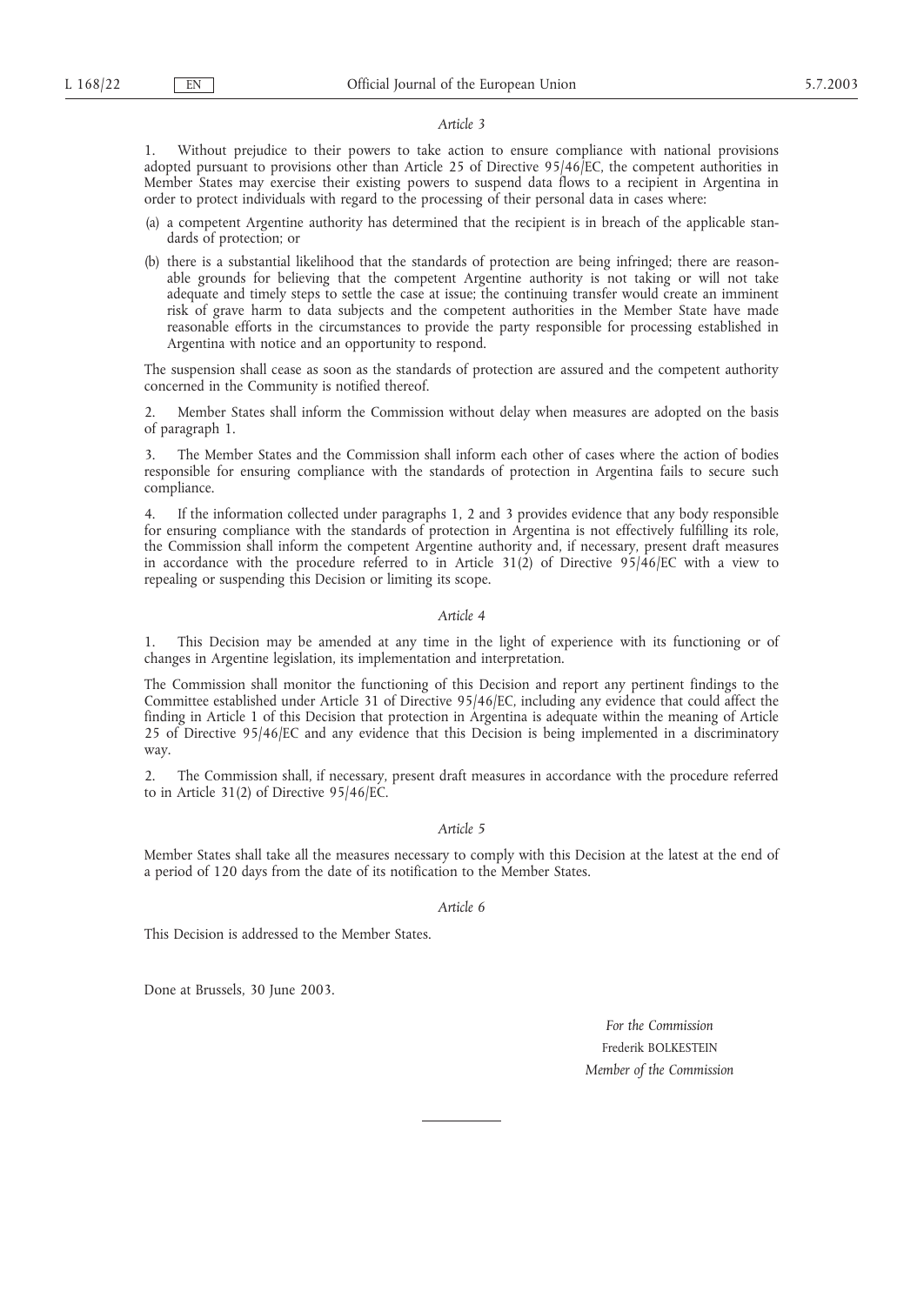*Article 3*

1. Without prejudice to their powers to take action to ensure compliance with national provisions adopted pursuant to provisions other than Article 25 of Directive 95/46/EC, the competent authorities in Member States may exercise their existing powers to suspend data flows to a recipient in Argentina in order to protect individuals with regard to the processing of their personal data in cases where:

(a) a competent Argentine authority has determined that the recipient is in breach of the applicable standards of protection; or

(b) there is a substantial likelihood that the standards of protection are being infringed; there are reasonable grounds for believing that the competent Argentine authority is not taking or will not take adequate and timely steps to settle the case at issue; the continuing transfer would create an imminent risk of grave harm to data subjects and the competent authorities in the Member State have made reasonable efforts in the circumstances to provide the party responsible for processing established in Argentina with notice and an opportunity to respond.

The suspension shall cease as soon as the standards of protection are assured and the competent authority concerned in the Community is notified thereof.

2. Member States shall inform the Commission without delay when measures are adopted on the basis of paragraph 1.

3. The Member States and the Commission shall inform each other of cases where the action of bodies responsible for ensuring compliance with the standards of protection in Argentina fails to secure such compliance.

4. If the information collected under paragraphs 1, 2 and 3 provides evidence that any body responsible for ensuring compliance with the standards of protection in Argentina is not effectively fulfilling its role, the Commission shall inform the competent Argentine authority and, if necessary, present draft measures in accordance with the procedure referred to in Article 31(2) of Directive 95/46/EC with a view to repealing or suspending this Decision or limiting its scope.

*Article 4*

1. This Decision may be amended at any time in the light of experience with its functioning or of changes in Argentine legislation, its implementation and interpretation.

The Commission shall monitor the functioning of this Decision and report any pertinent findings to the Committee established under Article 31 of Directive 95/46/EC, including any evidence that could affect the finding in Article 1 of this Decision that protection in Argentina is adequate within the meaning of Article 25 of Directive 95/46/EC and any evidence that this Decision is being implemented in a discriminatory way.

2. The Commission shall, if necessary, present draft measures in accordance with the procedure referred to in Article 31(2) of Directive 95/46/EC.

*Article 5*

Member States shall take all the measures necessary to comply with this Decision at the latest at the end of a period of 120 days from the date of its notification to the Member States.

*Article 6*

This Decision is addressed to the Member States.

Done at Brussels, 30 June 2003.

*For the Commission*
Frederik BOLKESTEIN
*Member of the Commission*